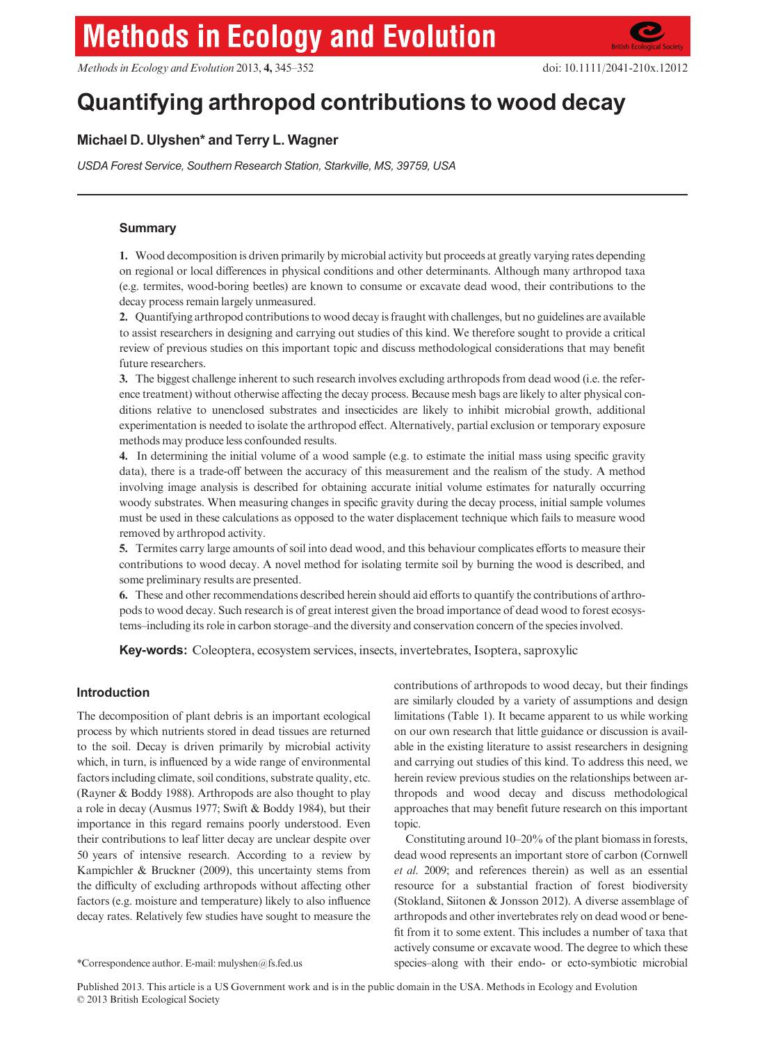# Quantifying arthropod contributions to wood decay

**Michael D. Ulyshen\* and Terry L. Wagner**

*USDA Forest Service, Southern Research Station, Starkville, MS, 39759, USA*

## Summary

**1.** Wood decomposition is driven primarily by microbial activity but proceeds at greatly varying rates depending on regional or local differences in physical conditions and other determinants. Although many arthropod taxa (e.g. termites, wood-boring beetles) are known to consume or excavate dead wood, their contributions to the decay process remain largely unmeasured.

**2.** Quantifying arthropod contributions to wood decay is fraught with challenges, but no guidelines are available to assist researchers in designing and carrying out studies of this kind. We therefore sought to provide a critical review of previous studies on this important topic and discuss methodological considerations that may benefit future researchers.

**3.** The biggest challenge inherent to such research involves excluding arthropods from dead wood (i.e. the reference treatment) without otherwise affecting the decay process. Because mesh bags are likely to alter physical conditions relative to unenclosed substrates and insecticides are likely to inhibit microbial growth, additional experimentation is needed to isolate the arthropod effect. Alternatively, partial exclusion or temporary exposure methods may produce less confounded results.

**4.** In determining the initial volume of a wood sample (e.g. to estimate the initial mass using specific gravity data), there is a trade-off between the accuracy of this measurement and the realism of the study. A method involving image analysis is described for obtaining accurate initial volume estimates for naturally occurring woody substrates. When measuring changes in specific gravity during the decay process, initial sample volumes must be used in these calculations as opposed to the water displacement technique which fails to measure wood removed by arthropod activity.

**5.** Termites carry large amounts of soil into dead wood, and this behaviour complicates efforts to measure their contributions to wood decay. A novel method for isolating termite soil by burning the wood is described, and some preliminary results are presented.

**6.** These and other recommendations described herein should aid efforts to quantify the contributions of arthropods to wood decay. Such research is of great interest given the broad importance of dead wood to forest ecosystems–including its role in carbon storage–and the diversity and conservation concern of the species involved.

**Key-words:** Coleoptera, ecosystem services, insects, invertebrates, Isoptera, saproxylic

## Introduction

The decomposition of plant debris is an important ecological process by which nutrients stored in dead tissues are returned to the soil. Decay is driven primarily by microbial activity which, in turn, is influenced by a wide range of environmental factors including climate, soil conditions, substrate quality, etc. (Rayner & Boddy 1988). Arthropods are also thought to play a role in decay (Ausmus 1977; Swift & Boddy 1984), but their importance in this regard remains poorly understood. Even their contributions to leaf litter decay are unclear despite over 50 years of intensive research. According to a review by Kampichler & Bruckner (2009), this uncertainty stems from the difficulty of excluding arthropods without affecting other factors (e.g. moisture and temperature) likely to also influence decay rates. Relatively few studies have sought to measure the contributions of arthropods to wood decay, but their findings are similarly clouded by a variety of assumptions and design limitations (Table 1). It became apparent to us while working on our own research that little guidance or discussion is available in the existing literature to assist researchers in designing and carrying out studies of this kind. To address this need, we herein review previous studies on the relationships between arthropods and wood decay and discuss methodological approaches that may benefit future research on this important topic.

Constituting around 10–20% of the plant biomass in forests, dead wood represents an important store of carbon (Cornwell *et al.* 2009; and references therein) as well as an essential resource for a substantial fraction of forest biodiversity (Stokland, Siitonen & Jonsson 2012). A diverse assemblage of arthropods and other invertebrates rely on dead wood or benefit from it to some extent. This includes a number of taxa that actively consume or excavate wood. The degree to which these species–along with their endo- or ecto-symbiotic microbial

\*Correspondence author. E-mail: mulyshen@fs.fed.us

Published 2013. This article is a US Government work and is in the public domain in the USA. Methods in Ecology and Evolution © 2013 British Ecological Society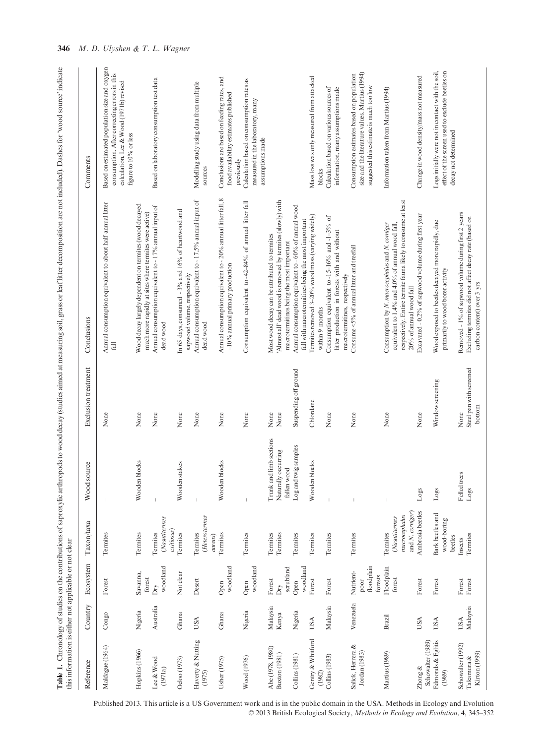**Table 1.** Chronology of studies on the contributions of saproxylic arthropods to wood decay (studies aimed at measuring soil, grass or leaf litter decomposition are not included). Dashes for 'wood source' indicate this information is either not applicable or not clear

| Reference | Country | Ecosystem | Taxon/taxa | Wood source | Exclusion treatment | Conclusions | Comments |
|---|---|---|---|---|---|---|---|
| Maldague (1964) | Congo | Forest | Termites | – | None | Annual consumption equivalent to about half-annual litter fall | Based on estimated population size and oxygen consumption. After correcting errors in this calculation, Lee & Wood (1971b) revised figure to 10% or less |
| Hopkins (1966) | Nigeria | Savanna, forest | Termites | Wooden blocks | None | Wood decay largely dependent on termites (wood decayed much more rapidly at sites where termites were active) | |
| Lee & Wood (1971a) | Australia | Dry woodland | Termites (*Nasutitermes exitiosus*) | – | None | Annual consumption equivalent to ~17% annual input of dead wood | Based on laboratory consumption test data |
| Ocloo (1973) | Ghana | Not clear | Termites | Wooden stakes | None | In 65 days, consumed ~3% and 16% of heartwood and sapwood volume, respectively | |
| Haverty & Nutting (1975) | USA | Desert | Termites (*Heterotermes aureus*) | – | None | Annual consumption equivalent to ~17.5% annual input of dead wood | Modelling study using data from multiple sources |
| Usher (1975) | Ghana | Open woodland | Termites | Wooden blocks | None | Annual consumption equivalent to ~20% annual litter fall, 8–10% annual primary production | Conclusions are based on feeding rates, and food availability estimates published previously |
| Wood (1976) | Nigeria | Open woodland | Termites | – | None | Consumption equivalent to ~42–84% of annual litter fall | Calculation based on consumption rates as measured in the laboratory, many assumptions made |
| Abe (1978, 1980) | Malaysia | Forest | Termites | Trunk and limb sections | None | Most wood decay can be attributed to termites | |
| Buxton (1981) | Kenya | Dry scrubland | Termites | Naturally occurring fallen wood | None | 'Almost all' dead wood is removed by termites (slowly) with macrotermitines being the most important | |
| Collins (1981) | Nigeria | Open woodland | Termites | Log and twig samples | Suspending off ground | Annual consumption equivalent to ~60% of annual wood fall with macrotermitines being the most important | |
| Gentry & Whitford (1982) | USA | Forest | Termites | Wooden blocks | Chlordane | Termites removed 3–20% wood mass (varying widely) within 9 months | Mass loss was only measured from attacked blocks |
| Collins (1983) | Malaysia | Forest | Termites | – | None | Consumption equivalent to ~15–16% and ~1–3% of litter production in forests with and without macrotermitines, respectively | Calculation based on various sources of information, many assumptions made |
| Salick, Herrera & Jordan (1983) | Venezuela | Nutrient-poor floodplain forests | Termites | – | None | Consume <5% of annual litter and treefall | Consumption estimates based on population size and the literature values. Martius (1994) suggested this estimate is much too low |
| Martius (1989) | Brazil | Floodplain forest | Termites (*Nasutitermes macrocephalus* and *N. corniger*) | – | None | Consumption by *N. macrocephalus* and *N. corniger* equivalent to 1.4% and 4.0% of annual wood fall, respectively. Entire termite fauna likely to consume at least 20% of annual wood fall | Information taken from Martius (1994) |
| Zhong & Schowalter (1989) | USA | Forest | Ambrosia beetles | Logs | None | Excavated ~0.2% of sapwood volume during first year | Change in wood density/mass not measured |
| Edmonds & Eglitis (1989) | USA | Forest | Bark beetles and wood-boring beetles | Logs | Window screening | Wood exposed to beetles decayed more rapidly, due primarily to wood borer activity | Logs initially were not in contact with the soil, effect of the screen used to exclude beetles on decay not determined |
| Schowalter (1992) | USA | Forest | Insects | Felled trees | None | Removed ~1% of sapwood volume during first 2 years | |
| Takamura & Kirton (1999) | Malaysia | Forest | Termites | Logs | Steel pan with screened bottom | Excluding termites did not affect decay rate (based on carbon content) over 3 yrs | |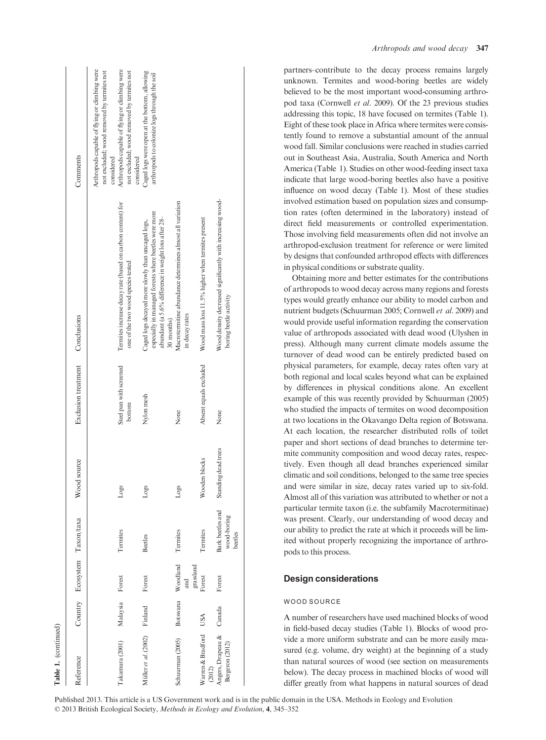Table 1. (continued)

| Reference | Country | Ecosystem | Taxon/taxa | Wood source | Exclusion treatment | Conclusions | Comments |
|---|---|---|---|---|---|---|---|
| | | | | | | | Arthropods capable of flying or climbing were not excluded; wood removed by termites not considered |
| Takamura (2001) | Malaysia | Forest | Termites | Logs | Steel pan with screened bottom | Termites increase decay rate (based on carbon content) for one of the two wood species tested | Arthropods capable of flying or climbing were not excluded; wood removed by termites not considered |
| Müller *et al.* (2002) | Finland | Forest | Beetles | Logs | Nylon mesh | Caged logs decayed more slowly than uncaged logs, especially in managed forests where beetles were more abundant (a 5.6% difference in weight loss after 28–30 months) | Caged logs were open at the bottom, allowing arthropods to colonize logs through the soil |
| Schuurman (2005) | Botswana | Woodland and grassland | Termites | Logs | None | Macrotermitine abundance determines almost all variation in decay rates | |
| Warren & Bradford (2012) | USA | Forest | Termites | Wooden blocks | Absent equals excluded | Wood mass loss 11.5% higher when termites present | |
| Angers, Drapeau & Bergeron (2012) | Canada | Forest | Bark beetles and wood-boring beetles | Standing dead trees | None | Wood density decreased significantly with increasing wood-boring beetle activity | |

partners–contribute to the decay process remains largely unknown. Termites and wood-boring beetles are widely believed to be the most important wood-consuming arthropod taxa (Cornwell *et al.* 2009). Of the 23 previous studies addressing this topic, 18 have focused on termites (Table 1). Eight of these took place in Africa where termites were consistently found to remove a substantial amount of the annual wood fall. Similar conclusions were reached in studies carried out in Southeast Asia, Australia, South America and North America (Table 1). Studies on other wood-feeding insect taxa indicate that large wood-boring beetles also have a positive influence on wood decay (Table 1). Most of these studies involved estimation based on population sizes and consumption rates (often determined in the laboratory) instead of direct field measurements or controlled experimentation. Those involving field measurements often did not involve an arthropod-exclusion treatment for reference or were limited by designs that confounded arthropod effects with differences in physical conditions or substrate quality.

Obtaining more and better estimates for the contributions of arthropods to wood decay across many regions and forests types would greatly enhance our ability to model carbon and nutrient budgets (Schuurman 2005; Cornwell *et al.* 2009) and would provide useful information regarding the conservation value of arthropods associated with dead wood (Ulyshen in press). Although many current climate models assume the turnover of dead wood can be entirely predicted based on physical parameters, for example, decay rates often vary at both regional and local scales beyond what can be explained by differences in physical conditions alone. An excellent example of this was recently provided by Schuurman (2005) who studied the impacts of termites on wood decomposition at two locations in the Okavango Delta region of Botswana. At each location, the researcher distributed rolls of toilet paper and short sections of dead branches to determine termite community composition and wood decay rates, respectively. Even though all dead branches experienced similar climatic and soil conditions, belonged to the same tree species and were similar in size, decay rates varied up to six-fold. Almost all of this variation was attributed to whether or not a particular termite taxon (i.e. the subfamily Macrotermitinae) was present. Clearly, our understanding of wood decay and our ability to predict the rate at which it proceeds will be limited without properly recognizing the importance of arthropods to this process.

## Design considerations

### WOOD SOURCE

A number of researchers have used machined blocks of wood in field-based decay studies (Table 1). Blocks of wood provide a more uniform substrate and can be more easily measured (e.g. volume, dry weight) at the beginning of a study than natural sources of wood (see section on measurements below). The decay process in machined blocks of wood will differ greatly from what happens in natural sources of dead

Published 2013. This article is a US Government work and is in the public domain in the USA. Methods in Ecology and Evolution
© 2013 British Ecological Society, *Methods in Ecology and Evolution*, **4**, 345–352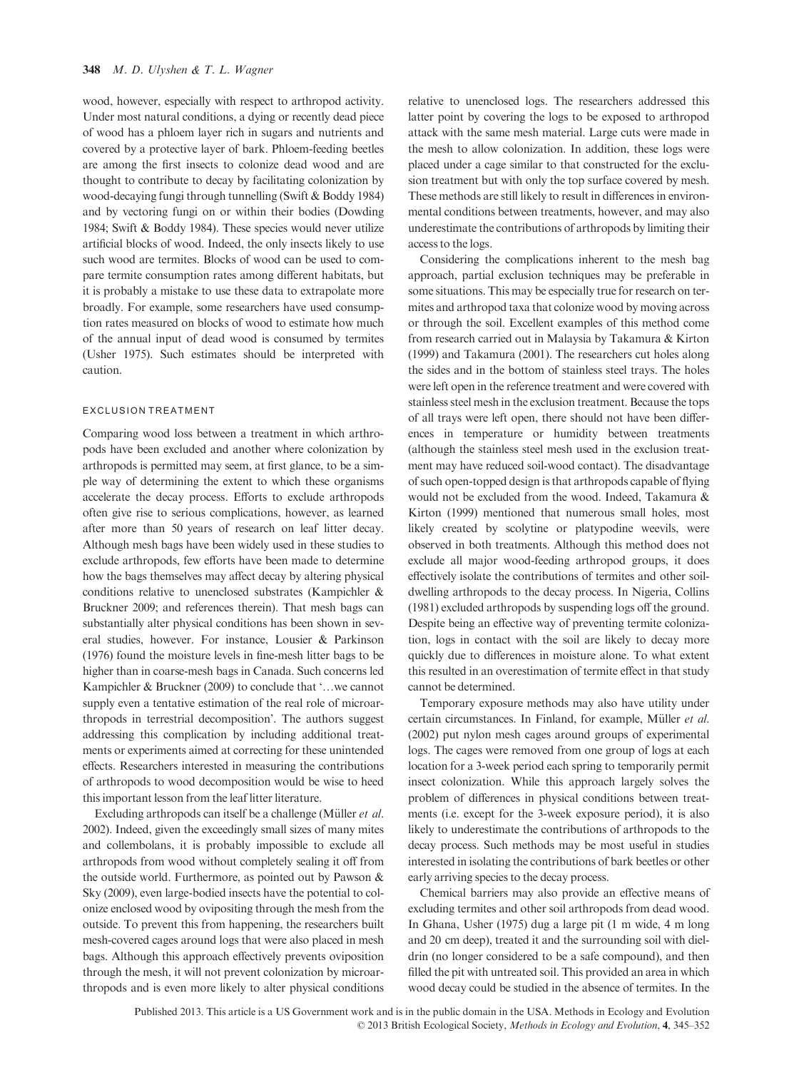wood, however, especially with respect to arthropod activity. Under most natural conditions, a dying or recently dead piece of wood has a phloem layer rich in sugars and nutrients and covered by a protective layer of bark. Phloem-feeding beetles are among the first insects to colonize dead wood and are thought to contribute to decay by facilitating colonization by wood-decaying fungi through tunnelling (Swift & Boddy 1984) and by vectoring fungi on or within their bodies (Dowding 1984; Swift & Boddy 1984). These species would never utilize artificial blocks of wood. Indeed, the only insects likely to use such wood are termites. Blocks of wood can be used to compare termite consumption rates among different habitats, but it is probably a mistake to use these data to extrapolate more broadly. For example, some researchers have used consumption rates measured on blocks of wood to estimate how much of the annual input of dead wood is consumed by termites (Usher 1975). Such estimates should be interpreted with caution.

### EXCLUSION TREATMENT

Comparing wood loss between a treatment in which arthropods have been excluded and another where colonization by arthropods is permitted may seem, at first glance, to be a simple way of determining the extent to which these organisms accelerate the decay process. Efforts to exclude arthropods often give rise to serious complications, however, as learned after more than 50 years of research on leaf litter decay. Although mesh bags have been widely used in these studies to exclude arthropods, few efforts have been made to determine how the bags themselves may affect decay by altering physical conditions relative to unenclosed substrates (Kampichler & Bruckner 2009; and references therein). That mesh bags can substantially alter physical conditions has been shown in several studies, however. For instance, Lousier & Parkinson (1976) found the moisture levels in fine-mesh litter bags to be higher than in coarse-mesh bags in Canada. Such concerns led Kampichler & Bruckner (2009) to conclude that '…we cannot supply even a tentative estimation of the real role of microarthropods in terrestrial decomposition'. The authors suggest addressing this complication by including additional treatments or experiments aimed at correcting for these unintended effects. Researchers interested in measuring the contributions of arthropods to wood decomposition would be wise to heed this important lesson from the leaf litter literature.

Excluding arthropods can itself be a challenge (Müller *et al.* 2002). Indeed, given the exceedingly small sizes of many mites and collembolans, it is probably impossible to exclude all arthropods from wood without completely sealing it off from the outside world. Furthermore, as pointed out by Pawson & Sky (2009), even large-bodied insects have the potential to colonize enclosed wood by ovipositing through the mesh from the outside. To prevent this from happening, the researchers built mesh-covered cages around logs that were also placed in mesh bags. Although this approach effectively prevents oviposition through the mesh, it will not prevent colonization by microarthropods and is even more likely to alter physical conditions relative to unenclosed logs. The researchers addressed this latter point by covering the logs to be exposed to arthropod attack with the same mesh material. Large cuts were made in the mesh to allow colonization. In addition, these logs were placed under a cage similar to that constructed for the exclusion treatment but with only the top surface covered by mesh. These methods are still likely to result in differences in environmental conditions between treatments, however, and may also underestimate the contributions of arthropods by limiting their access to the logs.

Considering the complications inherent to the mesh bag approach, partial exclusion techniques may be preferable in some situations. This may be especially true for research on termites and arthropod taxa that colonize wood by moving across or through the soil. Excellent examples of this method come from research carried out in Malaysia by Takamura & Kirton (1999) and Takamura (2001). The researchers cut holes along the sides and in the bottom of stainless steel trays. The holes were left open in the reference treatment and were covered with stainless steel mesh in the exclusion treatment. Because the tops of all trays were left open, there should not have been differences in temperature or humidity between treatments (although the stainless steel mesh used in the exclusion treatment may have reduced soil-wood contact). The disadvantage of such open-topped design is that arthropods capable of flying would not be excluded from the wood. Indeed, Takamura & Kirton (1999) mentioned that numerous small holes, most likely created by scolytine or platypodine weevils, were observed in both treatments. Although this method does not exclude all major wood-feeding arthropod groups, it does effectively isolate the contributions of termites and other soil-dwelling arthropods to the decay process. In Nigeria, Collins (1981) excluded arthropods by suspending logs off the ground. Despite being an effective way of preventing termite colonization, logs in contact with the soil are likely to decay more quickly due to differences in moisture alone. To what extent this resulted in an overestimation of termite effect in that study cannot be determined.

Temporary exposure methods may also have utility under certain circumstances. In Finland, for example, Müller *et al.* (2002) put nylon mesh cages around groups of experimental logs. The cages were removed from one group of logs at each location for a 3-week period each spring to temporarily permit insect colonization. While this approach largely solves the problem of differences in physical conditions between treatments (i.e. except for the 3-week exposure period), it is also likely to underestimate the contributions of arthropods to the decay process. Such methods may be most useful in studies interested in isolating the contributions of bark beetles or other early arriving species to the decay process.

Chemical barriers may also provide an effective means of excluding termites and other soil arthropods from dead wood. In Ghana, Usher (1975) dug a large pit (1 m wide, 4 m long and 20 cm deep), treated it and the surrounding soil with dieldrin (no longer considered to be a safe compound), and then filled the pit with untreated soil. This provided an area in which wood decay could be studied in the absence of termites. In the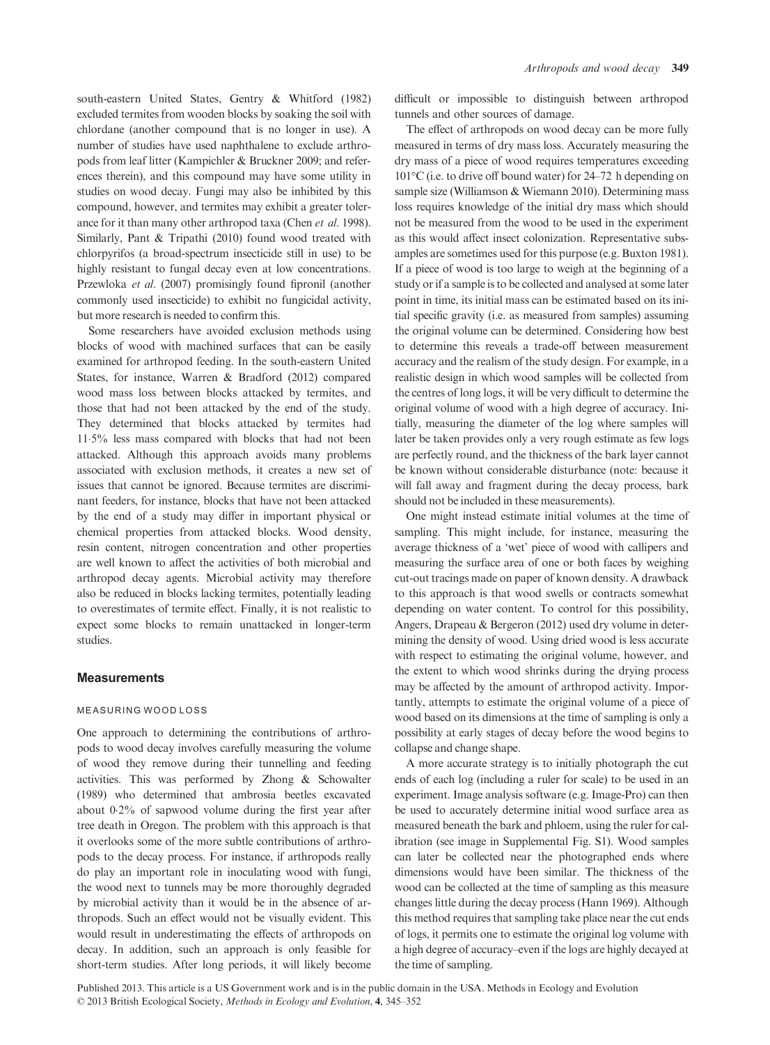south-eastern United States, Gentry & Whitford (1982) excluded termites from wooden blocks by soaking the soil with chlordane (another compound that is no longer in use). A number of studies have used naphthalene to exclude arthropods from leaf litter (Kampichler & Bruckner 2009; and references therein), and this compound may have some utility in studies on wood decay. Fungi may also be inhibited by this compound, however, and termites may exhibit a greater tolerance for it than many other arthropod taxa (Chen *et al*. 1998). Similarly, Pant & Tripathi (2010) found wood treated with chlorpyrifos (a broad-spectrum insecticide still in use) to be highly resistant to fungal decay even at low concentrations. Przewloka *et al*. (2007) promisingly found fipronil (another commonly used insecticide) to exhibit no fungicidal activity, but more research is needed to confirm this.

Some researchers have avoided exclusion methods using blocks of wood with machined surfaces that can be easily examined for arthropod feeding. In the south-eastern United States, for instance, Warren & Bradford (2012) compared wood mass loss between blocks attacked by termites, and those that had not been attacked by the end of the study. They determined that blocks attacked by termites had 11·5% less mass compared with blocks that had not been attacked. Although this approach avoids many problems associated with exclusion methods, it creates a new set of issues that cannot be ignored. Because termites are discriminant feeders, for instance, blocks that have not been attacked by the end of a study may differ in important physical or chemical properties from attacked blocks. Wood density, resin content, nitrogen concentration and other properties are well known to affect the activities of both microbial and arthropod decay agents. Microbial activity may therefore also be reduced in blocks lacking termites, potentially leading to overestimates of termite effect. Finally, it is not realistic to expect some blocks to remain unattacked in longer-term studies.

## Measurements

### MEASURING WOOD LOSS

One approach to determining the contributions of arthropods to wood decay involves carefully measuring the volume of wood they remove during their tunnelling and feeding activities. This was performed by Zhong & Schowalter (1989) who determined that ambrosia beetles excavated about 0·2% of sapwood volume during the first year after tree death in Oregon. The problem with this approach is that it overlooks some of the more subtle contributions of arthropods to the decay process. For instance, if arthropods really do play an important role in inoculating wood with fungi, the wood next to tunnels may be more thoroughly degraded by microbial activity than it would be in the absence of arthropods. Such an effect would not be visually evident. This would result in underestimating the effects of arthropods on decay. In addition, such an approach is only feasible for short-term studies. After long periods, it will likely become difficult or impossible to distinguish between arthropod tunnels and other sources of damage.

The effect of arthropods on wood decay can be more fully measured in terms of dry mass loss. Accurately measuring the dry mass of a piece of wood requires temperatures exceeding 101°C (i.e. to drive off bound water) for 24–72 h depending on sample size (Williamson & Wiemann 2010). Determining mass loss requires knowledge of the initial dry mass which should not be measured from the wood to be used in the experiment as this would affect insect colonization. Representative subsamples are sometimes used for this purpose (e.g. Buxton 1981). If a piece of wood is too large to weigh at the beginning of a study or if a sample is to be collected and analysed at some later point in time, its initial mass can be estimated based on its initial specific gravity (i.e. as measured from samples) assuming the original volume can be determined. Considering how best to determine this reveals a trade-off between measurement accuracy and the realism of the study design. For example, in a realistic design in which wood samples will be collected from the centres of long logs, it will be very difficult to determine the original volume of wood with a high degree of accuracy. Initially, measuring the diameter of the log where samples will later be taken provides only a very rough estimate as few logs are perfectly round, and the thickness of the bark layer cannot be known without considerable disturbance (note: because it will fall away and fragment during the decay process, bark should not be included in these measurements).

One might instead estimate initial volumes at the time of sampling. This might include, for instance, measuring the average thickness of a 'wet' piece of wood with callipers and measuring the surface area of one or both faces by weighing cut-out tracings made on paper of known density. A drawback to this approach is that wood swells or contracts somewhat depending on water content. To control for this possibility, Angers, Drapeau & Bergeron (2012) used dry volume in determining the density of wood. Using dried wood is less accurate with respect to estimating the original volume, however, and the extent to which wood shrinks during the drying process may be affected by the amount of arthropod activity. Importantly, attempts to estimate the original volume of a piece of wood based on its dimensions at the time of sampling is only a possibility at early stages of decay before the wood begins to collapse and change shape.

A more accurate strategy is to initially photograph the cut ends of each log (including a ruler for scale) to be used in an experiment. Image analysis software (e.g. Image-Pro) can then be used to accurately determine initial wood surface area as measured beneath the bark and phloem, using the ruler for calibration (see image in Supplemental Fig. S1). Wood samples can later be collected near the photographed ends where dimensions would have been similar. The thickness of the wood can be collected at the time of sampling as this measure changes little during the decay process (Hann 1969). Although this method requires that sampling take place near the cut ends of logs, it permits one to estimate the original log volume with a high degree of accuracy–even if the logs are highly decayed at the time of sampling.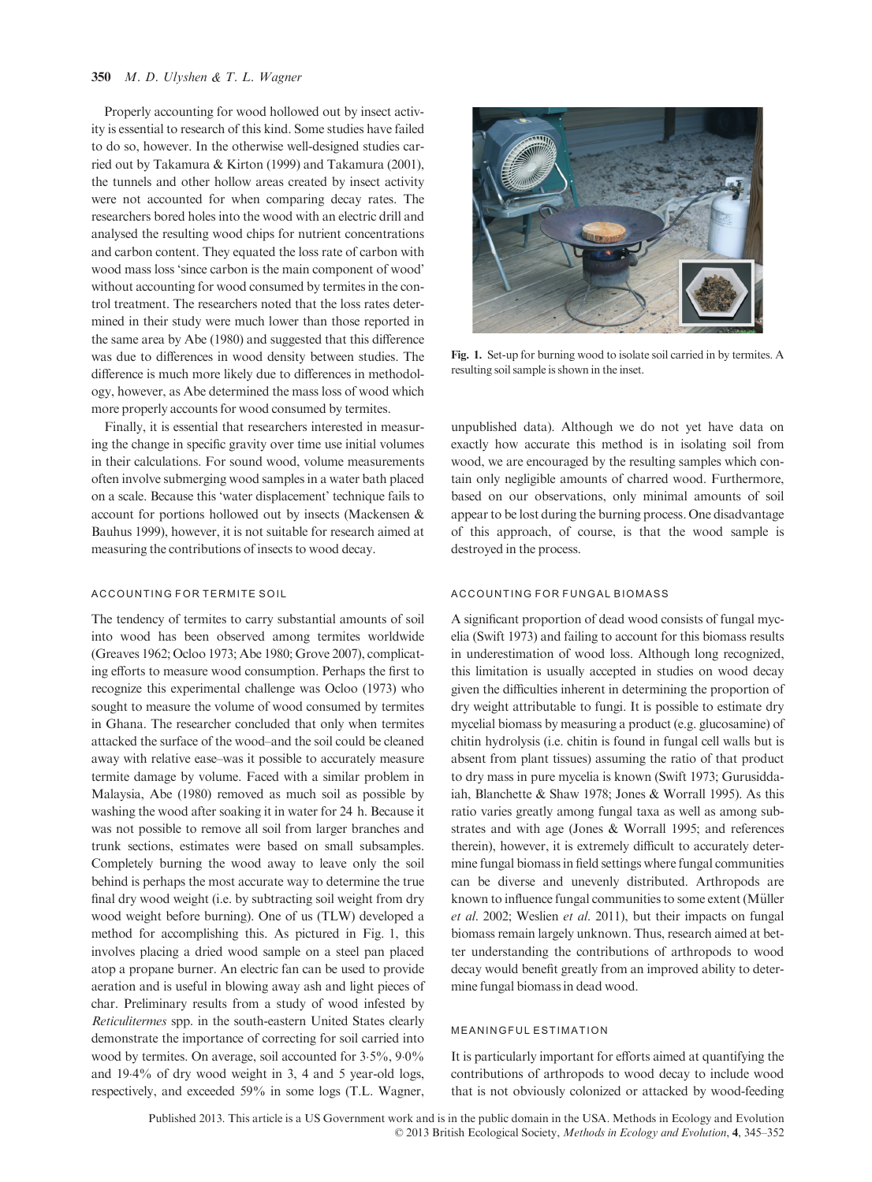Properly accounting for wood hollowed out by insect activity is essential to research of this kind. Some studies have failed to do so, however. In the otherwise well-designed studies carried out by Takamura & Kirton (1999) and Takamura (2001), the tunnels and other hollow areas created by insect activity were not accounted for when comparing decay rates. The researchers bored holes into the wood with an electric drill and analysed the resulting wood chips for nutrient concentrations and carbon content. They equated the loss rate of carbon with wood mass loss 'since carbon is the main component of wood' without accounting for wood consumed by termites in the control treatment. The researchers noted that the loss rates determined in their study were much lower than those reported in the same area by Abe (1980) and suggested that this difference was due to differences in wood density between studies. The difference is much more likely due to differences in methodology, however, as Abe determined the mass loss of wood which more properly accounts for wood consumed by termites.

Finally, it is essential that researchers interested in measuring the change in specific gravity over time use initial volumes in their calculations. For sound wood, volume measurements often involve submerging wood samples in a water bath placed on a scale. Because this 'water displacement' technique fails to account for portions hollowed out by insects (Mackensen & Bauhus 1999), however, it is not suitable for research aimed at measuring the contributions of insects to wood decay.

## ACCOUNTING FOR TERMITE SOIL

The tendency of termites to carry substantial amounts of soil into wood has been observed among termites worldwide (Greaves 1962; Ocloo 1973; Abe 1980; Grove 2007), complicating efforts to measure wood consumption. Perhaps the first to recognize this experimental challenge was Ocloo (1973) who sought to measure the volume of wood consumed by termites in Ghana. The researcher concluded that only when termites attacked the surface of the wood–and the soil could be cleaned away with relative ease–was it possible to accurately measure termite damage by volume. Faced with a similar problem in Malaysia, Abe (1980) removed as much soil as possible by washing the wood after soaking it in water for 24 h. Because it was not possible to remove all soil from larger branches and trunk sections, estimates were based on small subsamples. Completely burning the wood away to leave only the soil behind is perhaps the most accurate way to determine the true final dry wood weight (i.e. by subtracting soil weight from dry wood weight before burning). One of us (TLW) developed a method for accomplishing this. As pictured in Fig. 1, this involves placing a dried wood sample on a steel pan placed atop a propane burner. An electric fan can be used to provide aeration and is useful in blowing away ash and light pieces of char. Preliminary results from a study of wood infested by *Reticulitermes* spp. in the south-eastern United States clearly demonstrate the importance of correcting for soil carried into wood by termites. On average, soil accounted for 3·5%, 9·0% and 19·4% of dry wood weight in 3, 4 and 5 year-old logs, respectively, and exceeded 59% in some logs (T.L. Wagner, unpublished data). Although we do not yet have data on exactly how accurate this method is in isolating soil from wood, we are encouraged by the resulting samples which contain only negligible amounts of charred wood. Furthermore, based on our observations, only minimal amounts of soil appear to be lost during the burning process. One disadvantage of this approach, of course, is that the wood sample is destroyed in the process.

**Fig. 1.** Set-up for burning wood to isolate soil carried in by termites. A resulting soil sample is shown in the inset.

## ACCOUNTING FOR FUNGAL BIOMASS

A significant proportion of dead wood consists of fungal mycelia (Swift 1973) and failing to account for this biomass results in underestimation of wood loss. Although long recognized, this limitation is usually accepted in studies on wood decay given the difficulties inherent in determining the proportion of dry weight attributable to fungi. It is possible to estimate dry mycelial biomass by measuring a product (e.g. glucosamine) of chitin hydrolysis (i.e. chitin is found in fungal cell walls but is absent from plant tissues) assuming the ratio of that product to dry mass in pure mycelia is known (Swift 1973; Gurusiddaiah, Blanchette & Shaw 1978; Jones & Worrall 1995). As this ratio varies greatly among fungal taxa as well as among substrates and with age (Jones & Worrall 1995; and references therein), however, it is extremely difficult to accurately determine fungal biomass in field settings where fungal communities can be diverse and unevenly distributed. Arthropods are known to influence fungal communities to some extent (Müller *et al.* 2002; Weslien *et al.* 2011), but their impacts on fungal biomass remain largely unknown. Thus, research aimed at better understanding the contributions of arthropods to wood decay would benefit greatly from an improved ability to determine fungal biomass in dead wood.

## MEANINGFUL ESTIMATION

It is particularly important for efforts aimed at quantifying the contributions of arthropods to wood decay to include wood that is not obviously colonized or attacked by wood-feeding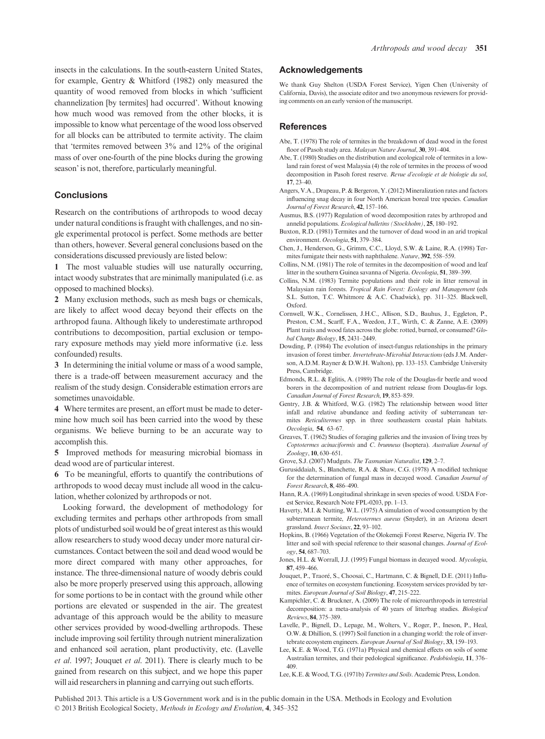insects in the calculations. In the south-eastern United States, for example, Gentry & Whitford (1982) only measured the quantity of wood removed from blocks in which 'sufficient channelization [by termites] had occurred'. Without knowing how much wood was removed from the other blocks, it is impossible to know what percentage of the wood loss observed for all blocks can be attributed to termite activity. The claim that 'termites removed between 3% and 12% of the original mass of over one-fourth of the pine blocks during the growing season' is not, therefore, particularly meaningful.

## Conclusions

Research on the contributions of arthropods to wood decay under natural conditions is fraught with challenges, and no single experimental protocol is perfect. Some methods are better than others, however. Several general conclusions based on the considerations discussed previously are listed below:

**1** The most valuable studies will use naturally occurring, intact woody substrates that are minimally manipulated (i.e. as opposed to machined blocks).

**2** Many exclusion methods, such as mesh bags or chemicals, are likely to affect wood decay beyond their effects on the arthropod fauna. Although likely to underestimate arthropod contributions to decomposition, partial exclusion or temporary exposure methods may yield more informative (i.e. less confounded) results.

**3** In determining the initial volume or mass of a wood sample, there is a trade-off between measurement accuracy and the realism of the study design. Considerable estimation errors are sometimes unavoidable.

**4** Where termites are present, an effort must be made to determine how much soil has been carried into the wood by these organisms. We believe burning to be an accurate way to accomplish this.

**5** Improved methods for measuring microbial biomass in dead wood are of particular interest.

**6** To be meaningful, efforts to quantify the contributions of arthropods to wood decay must include all wood in the calculation, whether colonized by arthropods or not.

Looking forward, the development of methodology for excluding termites and perhaps other arthropods from small plots of undisturbed soil would be of great interest as this would allow researchers to study wood decay under more natural circumstances. Contact between the soil and dead wood would be more direct compared with many other approaches, for instance. The three-dimensional nature of woody debris could also be more properly preserved using this approach, allowing for some portions to be in contact with the ground while other portions are elevated or suspended in the air. The greatest advantage of this approach would be the ability to measure other services provided by wood-dwelling arthropods. These include improving soil fertility through nutrient mineralization and enhanced soil aeration, plant productivity, etc. (Lavelle *et al.* 1997; Jouquet *et al.* 2011). There is clearly much to be gained from research on this subject, and we hope this paper will aid researchers in planning and carrying out such efforts.

## Acknowledgements

We thank Guy Shelton (USDA Forest Service), Yigen Chen (University of California, Davis), the associate editor and two anonymous reviewers for providing comments on an early version of the manuscript.

## References

Abe, T. (1978) The role of termites in the breakdown of dead wood in the forest floor of Pasoh study area. *Malayan Nature Journal*, **30**, 391–404.

Abe, T. (1980) Studies on the distribution and ecological role of termites in a lowland rain forest of west Malaysia (4) the role of termites in the process of wood decomposition in Pasoh forest reserve. *Revue d'ecologie et de biologie du sol*, **17**, 23–40.

Angers, V.A., Drapeau, P. & Bergeron, Y. (2012) Mineralization rates and factors influencing snag decay in four North American boreal tree species. *Canadian Journal of Forest Research*, **42**, 157–166.

Ausmus, B.S. (1977) Regulation of wood decomposition rates by arthropod and annelid populations. *Ecological bulletins (Stockholm)*, **25**, 180–192.

Buxton, R.D. (1981) Termites and the turnover of dead wood in an arid tropical environment. *Oecologia*, **51**, 379–384.

Chen, J., Henderson, G., Grimm, C.C., Lloyd, S.W. & Laine, R.A. (1998) Termites fumigate their nests with naphthalene. *Nature*, **392**, 558–559.

Collins, N.M. (1981) The role of termites in the decomposition of wood and leaf litter in the southern Guinea savanna of Nigeria. *Oecologia*, **51**, 389–399.

Collins, N.M. (1983) Termite populations and their role in litter removal in Malaysian rain forests. *Tropical Rain Forest: Ecology and Management* (eds S.L. Sutton, T.C. Whitmore & A.C. Chadwick), pp. 311–325. Blackwell, Oxford.

Cornwell, W.K., Cornelissen, J.H.C., Allison, S.D., Bauhus, J., Eggleton, P., Preston, C.M., Scarff, F.A., Weedon, J.T., Wirth, C. & Zanne, A.E. (2009) Plant traits and wood fates across the globe: rotted, burned, or consumed? *Global Change Biology*, **15**, 2431–2449.

Dowding, P. (1984) The evolution of insect-fungus relationships in the primary invasion of forest timber. *Invertebrate-Microbial Interactions* (eds J.M. Anderson, A.D.M. Rayner & D.W.H. Walton), pp. 133–153. Cambridge University Press, Cambridge.

Edmonds, R.L. & Eglitis, A. (1989) The role of the Douglas-fir beetle and wood borers in the decomposition of and nutrient release from Douglas-fir logs. *Canadian Journal of Forest Research*, **19**, 853–859.

Gentry, J.B. & Whitford, W.G. (1982) The relationship between wood litter infall and relative abundance and feeding activity of subterranean termites *Reticulitermes* spp. in three southeastern coastal plain habitats. *Oecologia*, **54**, 63–67.

Greaves, T. (1962) Studies of foraging galleries and the invasion of living trees by *Coptotermes acinaciformis* and *C. brunneus* (Isoptera). *Australian Journal of Zoology*, **10**, 630–651.

Grove, S.J. (2007) Mudguts. *The Tasmanian Naturalist*, **129**, 2–7.

Gurusiddaiah, S., Blanchette, R.A. & Shaw, C.G. (1978) A modified technique for the determination of fungal mass in decayed wood. *Canadian Journal of Forest Research*, **8**, 486–490.

Hann, R.A. (1969) Longitudinal shrinkage in seven species of wood. USDA Forest Service, Research Note FPL-0203, pp. 1–13.

Haverty, M.I. & Nutting, W.L. (1975) A simulation of wood consumption by the subterranean termite, *Heterotermes aureus* (Snyder), in an Arizona desert grassland. *Insect Sociaux*, **22**, 93–102.

Hopkins, B. (1966) Vegetation of the Olokemeji Forest Reserve, Nigeria IV. The litter and soil with special reference to their seasonal changes. *Journal of Ecology*, **54**, 687–703.

Jones, H.L. & Worrall, J.J. (1995) Fungal biomass in decayed wood. *Mycologia*, **87**, 459–466.

Jouquet, P., Traoré, S., Choosai, C., Hartmann, C. & Bignell, D.E. (2011) Influence of termites on ecosystem functioning. Ecosystem services provided by termites. *European Journal of Soil Biology*, **47**, 215–222.

Kampichler, C. & Bruckner, A. (2009) The role of microarthropods in terrestrial decomposition: a meta-analysis of 40 years of litterbag studies. *Biological Reviews*, **84**, 375–389.

Lavelle, P., Bignell, D., Lepage, M., Wolters, V., Roger, P., Ineson, P., Heal, O.W. & Dhillion, S. (1997) Soil function in a changing world: the role of invertebrate ecosystem engineers. *European Journal of Soil Biology*, **33**, 159–193.

Lee, K.E. & Wood, T.G. (1971a) Physical and chemical effects on soils of some Australian termites, and their pedological significance. *Pedobiologia*, **11**, 376–409.

Lee, K.E. & Wood, T.G. (1971b) *Termites and Soils*. Academic Press, London.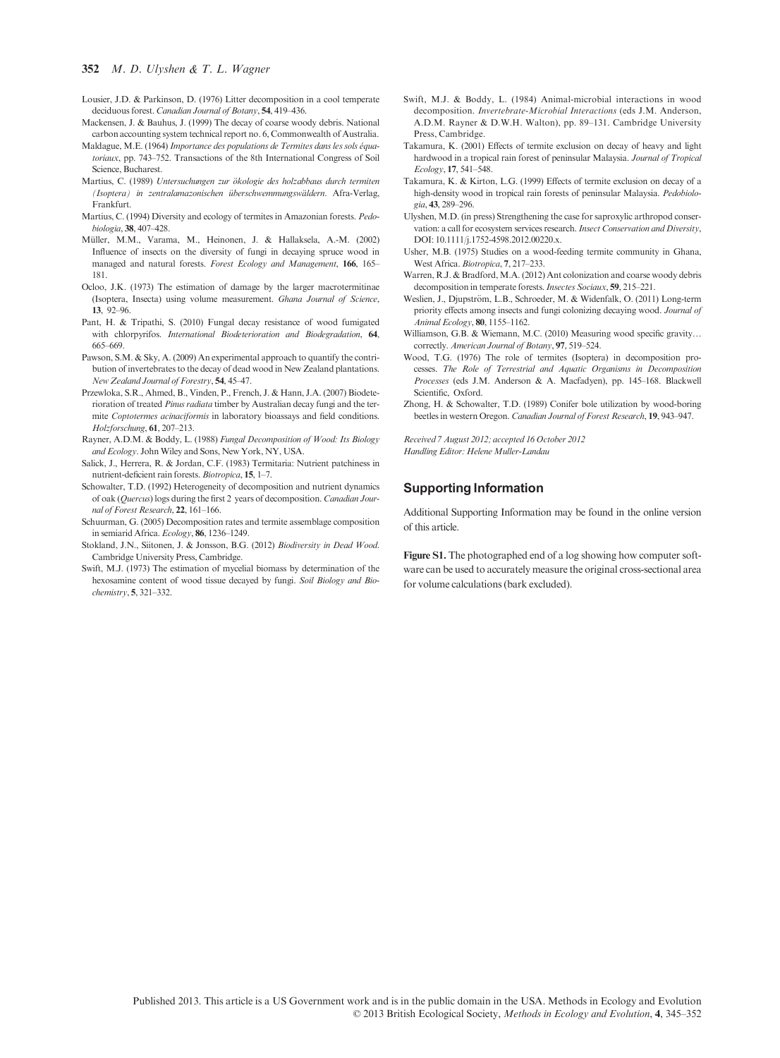Lousier, J.D. & Parkinson, D. (1976) Litter decomposition in a cool temperate deciduous forest. *Canadian Journal of Botany*, **54**, 419–436.

Mackensen, J. & Bauhus, J. (1999) The decay of coarse woody debris. National carbon accounting system technical report no. 6, Commonwealth of Australia.

Maldague, M.E. (1964) *Importance des populations de Termites dans les sols équatoriaux*, pp. 743–752. Transactions of the 8th International Congress of Soil Science, Bucharest.

Martius, C. (1989) *Untersuchungen zur ökologie des holzabbaus durch termiten (Isoptera) in zentralamazonischen überschwemmungswäldern*. Afra-Verlag, Frankfurt.

Martius, C. (1994) Diversity and ecology of termites in Amazonian forests. *Pedobiologia*, **38**, 407–428.

Müller, M.M., Varama, M., Heinonen, J. & Hallaksela, A.-M. (2002) Influence of insects on the diversity of fungi in decaying spruce wood in managed and natural forests. *Forest Ecology and Management*, **166**, 165–181.

Ocloo, J.K. (1973) The estimation of damage by the larger macrotermitinae (Isoptera, Insecta) using volume measurement. *Ghana Journal of Science*, **13**, 92–96.

Pant, H. & Tripathi, S. (2010) Fungal decay resistance of wood fumigated with chlorpyrifos. *International Biodeterioration and Biodegradation*, **64**, 665–669.

Pawson, S.M. & Sky, A. (2009) An experimental approach to quantify the contribution of invertebrates to the decay of dead wood in New Zealand plantations. *New Zealand Journal of Forestry*, **54**, 45–47.

Przewloka, S.R., Ahmed, B., Vinden, P., French, J. & Hann, J.A. (2007) Biodeterioration of treated *Pinus radiata* timber by Australian decay fungi and the termite *Coptotermes acinaciformis* in laboratory bioassays and field conditions. *Holzforschung*, **61**, 207–213.

Rayner, A.D.M. & Boddy, L. (1988) *Fungal Decomposition of Wood: Its Biology and Ecology*. John Wiley and Sons, New York, NY, USA.

Salick, J., Herrera, R. & Jordan, C.F. (1983) Termitaria: Nutrient patchiness in nutrient-deficient rain forests. *Biotropica*, **15**, 1–7.

Schowalter, T.D. (1992) Heterogeneity of decomposition and nutrient dynamics of oak (*Quercus*) logs during the first 2 years of decomposition. *Canadian Journal of Forest Research*, **22**, 161–166.

Schuurman, G. (2005) Decomposition rates and termite assemblage composition in semiarid Africa. *Ecology*, **86**, 1236–1249.

Stokland, J.N., Siitonen, J. & Jonsson, B.G. (2012) *Biodiversity in Dead Wood*. Cambridge University Press, Cambridge.

Swift, M.J. (1973) The estimation of mycelial biomass by determination of the hexosamine content of wood tissue decayed by fungi. *Soil Biology and Biochemistry*, **5**, 321–332.

Swift, M.J. & Boddy, L. (1984) Animal-microbial interactions in wood decomposition. *Invertebrate-Microbial Interactions* (eds J.M. Anderson, A.D.M. Rayner & D.W.H. Walton), pp. 89–131. Cambridge University Press, Cambridge.

Takamura, K. (2001) Effects of termite exclusion on decay of heavy and light hardwood in a tropical rain forest of peninsular Malaysia. *Journal of Tropical Ecology*, **17**, 541–548.

Takamura, K. & Kirton, L.G. (1999) Effects of termite exclusion on decay of a high-density wood in tropical rain forests of peninsular Malaysia. *Pedobiologia*, **43**, 289–296.

Ulyshen, M.D. (in press) Strengthening the case for saproxylic arthropod conservation: a call for ecosystem services research. *Insect Conservation and Diversity*, DOI: 10.1111/j.1752-4598.2012.00220.x.

Usher, M.B. (1975) Studies on a wood-feeding termite community in Ghana, West Africa. *Biotropica*, **7**, 217–233.

Warren, R.J. & Bradford, M.A. (2012) Ant colonization and coarse woody debris decomposition in temperate forests. *Insectes Sociaux*, **59**, 215–221.

Weslien, J., Djupström, L.B., Schroeder, M. & Widenfalk, O. (2011) Long-term priority effects among insects and fungi colonizing decaying wood. *Journal of Animal Ecology*, **80**, 1155–1162.

Williamson, G.B. & Wiemann, M.C. (2010) Measuring wood specific gravity… correctly. *American Journal of Botany*, **97**, 519–524.

Wood, T.G. (1976) The role of termites (Isoptera) in decomposition processes. *The Role of Terrestrial and Aquatic Organisms in Decomposition Processes* (eds J.M. Anderson & A. Macfadyen), pp. 145–168. Blackwell Scientific, Oxford.

Zhong, H. & Schowalter, T.D. (1989) Conifer bole utilization by wood-boring beetles in western Oregon. *Canadian Journal of Forest Research*, **19**, 943–947.

*Received 7 August 2012; accepted 16 October 2012*
*Handling Editor: Helene Muller-Landau*

## Supporting Information

Additional Supporting Information may be found in the online version of this article.

**Figure S1.** The photographed end of a log showing how computer software can be used to accurately measure the original cross-sectional area for volume calculations (bark excluded).